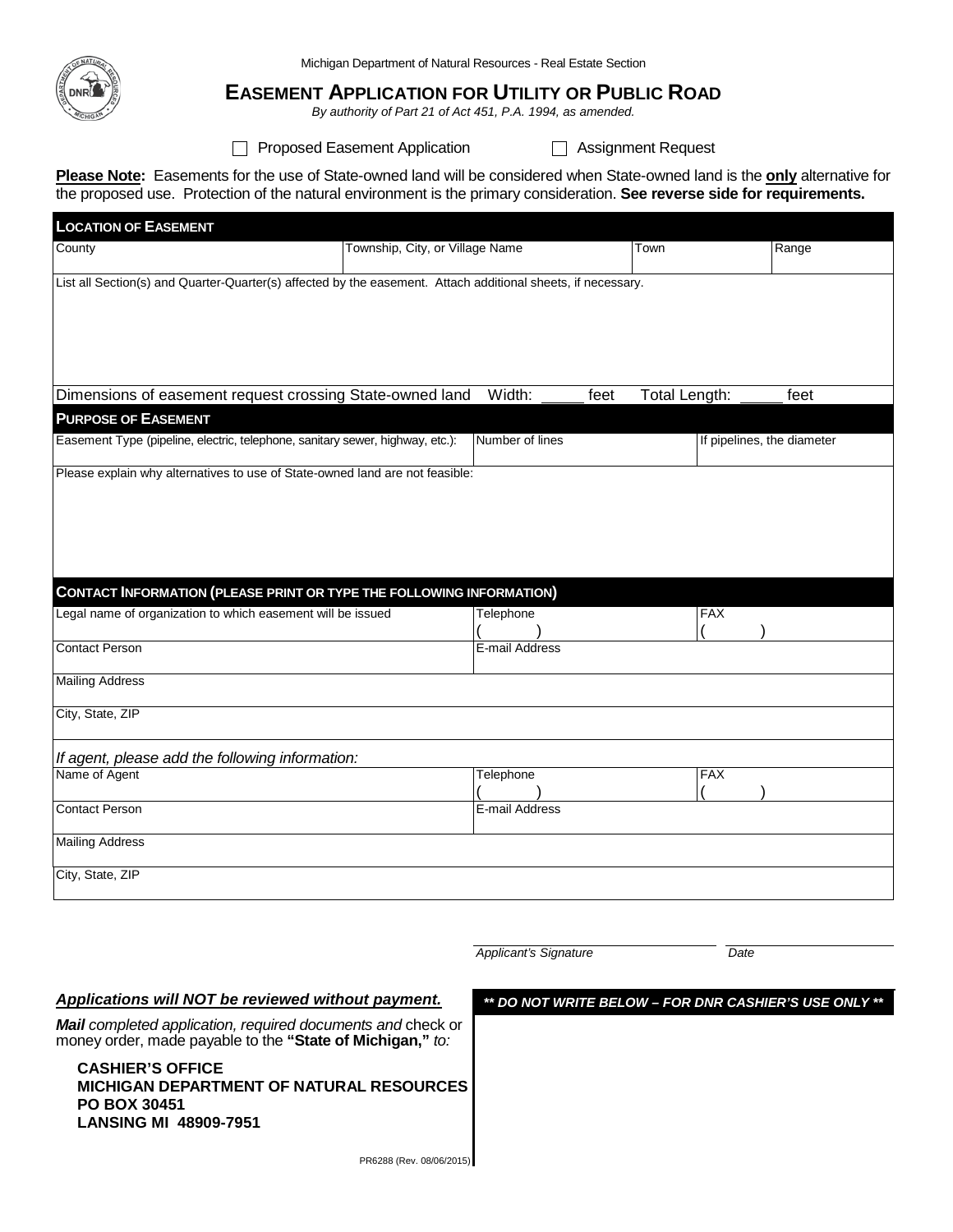Michigan Department of Natural Resources - Real Estate Section

# EASEMENT APPLICATION FOR UTILITY OR PUBLIC ROAD

*By authority of Part 21 of Act 451, P.A. 1994, as amended.*

☐ Proposed Easement Application ☐ Assignment Request

**Please Note:** Easements for the use of State-owned land will be considered when State-owned land is the **only** alternative for the proposed use. Protection of the natural environment is the primary consideration. **See reverse side for requirements.**

## LOCATION OF EASEMENT

| County | Township, City, or Village Name | Town | Range |
|---|---|---|---|
| | | | |

List all Section(s) and Quarter-Quarter(s) affected by the easement. Attach additional sheets, if necessary.

Dimensions of easement request crossing State-owned land Width: _____ feet Total Length: _____ feet

## PURPOSE OF EASEMENT

| Easement Type (pipeline, electric, telephone, sanitary sewer, highway, etc.): | Number of lines | If pipelines, the diameter |
|---|---|---|
| | | |

Please explain why alternatives to use of State-owned land are not feasible:

## CONTACT INFORMATION (PLEASE PRINT OR TYPE THE FOLLOWING INFORMATION)

| Legal name of organization to which easement will be issued | Telephone ( ) | FAX ( ) |
|---|---|---|
| Contact Person | E-mail Address | |
| Mailing Address | | |
| City, State, ZIP | | |

*If agent, please add the following information:*

| Name of Agent | Telephone ( ) | FAX ( ) |
|---|---|---|
| Contact Person | E-mail Address | |
| Mailing Address | | |
| City, State, ZIP | | |

_________________________ _____________
*Applicant's Signature* *Date*

***Applications will NOT be reviewed without payment.***

***Mail** completed application, required documents and* check or money order, made payable to the **"State of Michigan,"** *to:*

**CASHIER'S OFFICE**
**MICHIGAN DEPARTMENT OF NATURAL RESOURCES**
**PO BOX 30451**
**LANSING MI 48909-7951**

***\*\* DO NOT WRITE BELOW – FOR DNR CASHIER'S USE ONLY \*\****

PR6288 (Rev. 08/06/2015)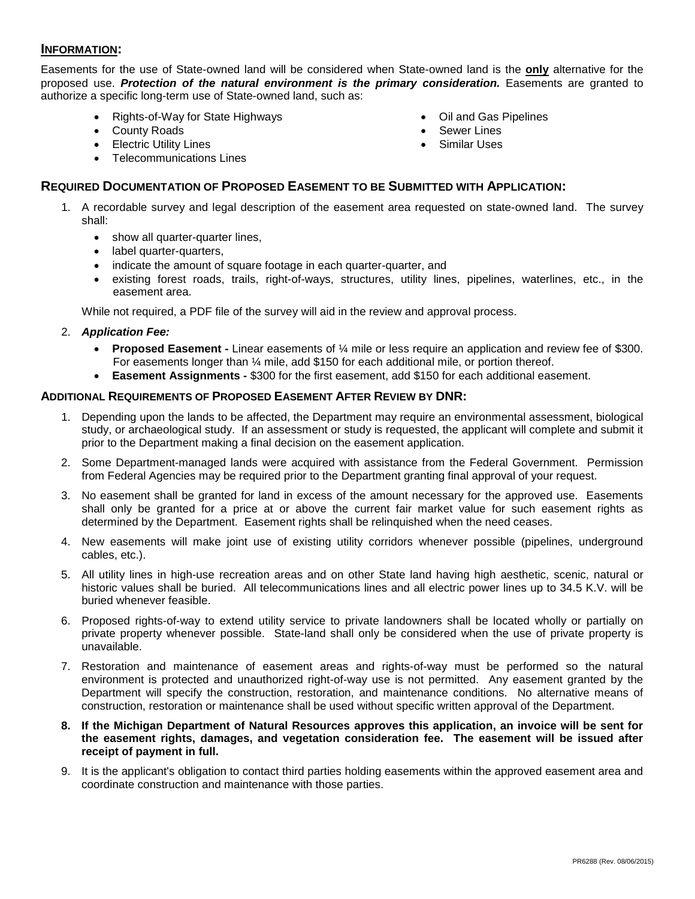## **INFORMATION:**

Easements for the use of State-owned land will be considered when State-owned land is the **only** alternative for the proposed use. ***Protection of the natural environment is the primary consideration.*** Easements are granted to authorize a specific long-term use of State-owned land, such as:

- Rights-of-Way for State Highways
- County Roads
- Electric Utility Lines
- Telecommunications Lines
- Oil and Gas Pipelines
- Sewer Lines
- Similar Uses

## **REQUIRED DOCUMENTATION OF PROPOSED EASEMENT TO BE SUBMITTED WITH APPLICATION:**

1. A recordable survey and legal description of the easement area requested on state-owned land. The survey shall:
   - show all quarter-quarter lines,
   - label quarter-quarters,
   - indicate the amount of square footage in each quarter-quarter, and
   - existing forest roads, trails, right-of-ways, structures, utility lines, pipelines, waterlines, etc., in the easement area.

   While not required, a PDF file of the survey will aid in the review and approval process.

2. ***Application Fee:***
   - **Proposed Easement -** Linear easements of ¼ mile or less require an application and review fee of $300. For easements longer than ¼ mile, add $150 for each additional mile, or portion thereof.
   - **Easement Assignments -** $300 for the first easement, add $150 for each additional easement.

### **ADDITIONAL REQUIREMENTS OF PROPOSED EASEMENT AFTER REVIEW BY DNR:**

1. Depending upon the lands to be affected, the Department may require an environmental assessment, biological study, or archaeological study. If an assessment or study is requested, the applicant will complete and submit it prior to the Department making a final decision on the easement application.
2. Some Department-managed lands were acquired with assistance from the Federal Government. Permission from Federal Agencies may be required prior to the Department granting final approval of your request.
3. No easement shall be granted for land in excess of the amount necessary for the approved use. Easements shall only be granted for a price at or above the current fair market value for such easement rights as determined by the Department. Easement rights shall be relinquished when the need ceases.
4. New easements will make joint use of existing utility corridors whenever possible (pipelines, underground cables, etc.).
5. All utility lines in high-use recreation areas and on other State land having high aesthetic, scenic, natural or historic values shall be buried. All telecommunications lines and all electric power lines up to 34.5 K.V. will be buried whenever feasible.
6. Proposed rights-of-way to extend utility service to private landowners shall be located wholly or partially on private property whenever possible. State-land shall only be considered when the use of private property is unavailable.
7. Restoration and maintenance of easement areas and rights-of-way must be performed so the natural environment is protected and unauthorized right-of-way use is not permitted. Any easement granted by the Department will specify the construction, restoration, and maintenance conditions. No alternative means of construction, restoration or maintenance shall be used without specific written approval of the Department.
8. **If the Michigan Department of Natural Resources approves this application, an invoice will be sent for the easement rights, damages, and vegetation consideration fee. The easement will be issued after receipt of payment in full.**
9. It is the applicant's obligation to contact third parties holding easements within the approved easement area and coordinate construction and maintenance with those parties.

PR6288 (Rev. 08/06/2015)